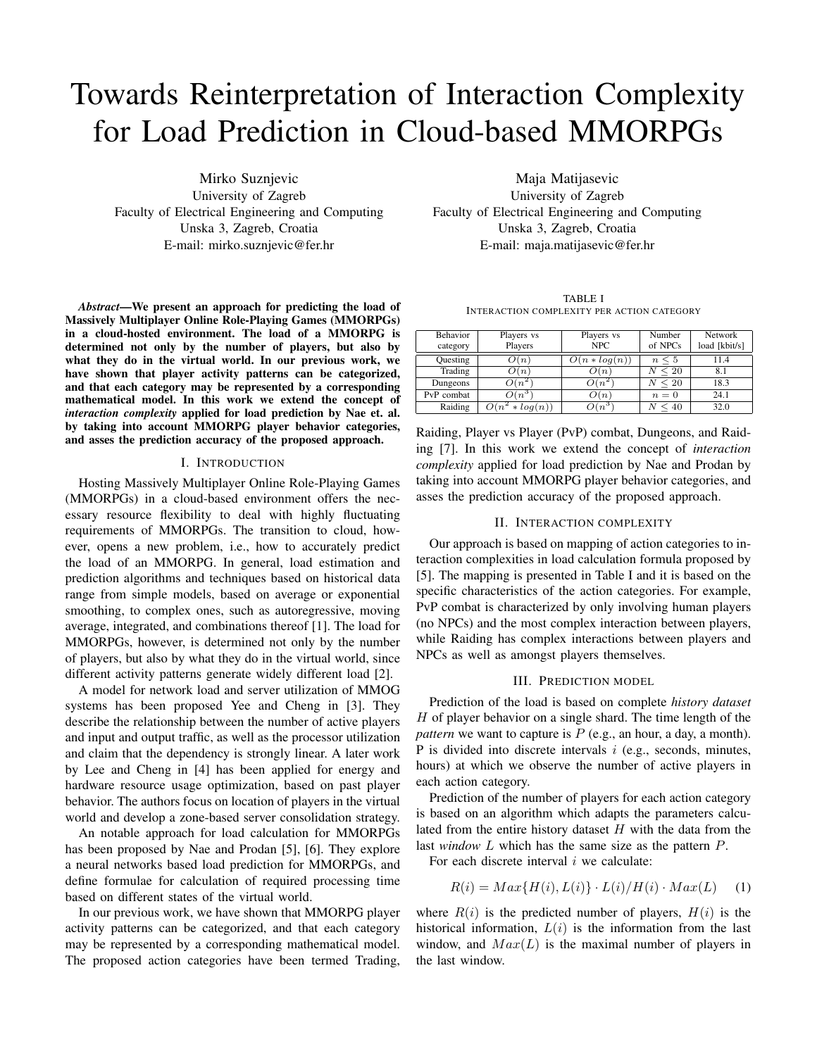# Towards Reinterpretation of Interaction Complexity for Load Prediction in Cloud-based MMORPGs

Mirko Suznjevic
University of Zagreb
Faculty of Electrical Engineering and Computing
Unska 3, Zagreb, Croatia
E-mail: mirko.suznjevic@fer.hr

Maja Matijasevic
University of Zagreb
Faculty of Electrical Engineering and Computing
Unska 3, Zagreb, Croatia
E-mail: maja.matijasevic@fer.hr

***Abstract*—We present an approach for predicting the load of Massively Multiplayer Online Role-Playing Games (MMORPGs) in a cloud-hosted environment. The load of a MMORPG is determined not only by the number of players, but also by what they do in the virtual world. In our previous work, we have shown that player activity patterns can be categorized, and that each category may be represented by a corresponding mathematical model. In this work we extend the concept of *interaction complexity* applied for load prediction by Nae et. al. by taking into account MMORPG player behavior categories, and asses the prediction accuracy of the proposed approach.**

## I. Introduction

Hosting Massively Multiplayer Online Role-Playing Games (MMORPGs) in a cloud-based environment offers the necessary resource flexibility to deal with highly fluctuating requirements of MMORPGs. The transition to cloud, however, opens a new problem, i.e., how to accurately predict the load of an MMORPG. In general, load estimation and prediction algorithms and techniques based on historical data range from simple models, based on average or exponential smoothing, to complex ones, such as autoregressive, moving average, integrated, and combinations thereof [1]. The load for MMORPGs, however, is determined not only by the number of players, but also by what they do in the virtual world, since different activity patterns generate widely different load [2].

A model for network load and server utilization of MMOG systems has been proposed Yee and Cheng in [3]. They describe the relationship between the number of active players and input and output traffic, as well as the processor utilization and claim that the dependency is strongly linear. A later work by Lee and Cheng in [4] has been applied for energy and hardware resource usage optimization, based on past player behavior. The authors focus on location of players in the virtual world and develop a zone-based server consolidation strategy.

An notable approach for load calculation for MMORPGs has been proposed by Nae and Prodan [5], [6]. They explore a neural networks based load prediction for MMORPGs, and define formulae for calculation of required processing time based on different states of the virtual world.

In our previous work, we have shown that MMORPG player activity patterns can be categorized, and that each category may be represented by a corresponding mathematical model. The proposed action categories have been termed Trading, Raiding, Player vs Player (PvP) combat, Dungeons, and Raiding [7]. In this work we extend the concept of *interaction complexity* applied for load prediction by Nae and Prodan by taking into account MMORPG player behavior categories, and asses the prediction accuracy of the proposed approach.

TABLE I
Interaction complexity per action category

| Behavior category | Players vs Players | Players vs NPC | Number of NPCs | Network load [kbit/s] |
|---|---|---|---|---|
| Questing | $O(n)$ | $O(n * log(n))$ | $n \leq 5$ | 11.4 |
| Trading | $O(n)$ | $O(n)$ | $N \leq 20$ | 8.1 |
| Dungeons | $O(n^2)$ | $O(n^2)$ | $N \leq 20$ | 18.3 |
| PvP combat | $O(n^3)$ | $O(n)$ | $n = 0$ | 24.1 |
| Raiding | $O(n^2 * log(n))$ | $O(n^3)$ | $N \leq 40$ | 32.0 |

## II. Interaction complexity

Our approach is based on mapping of action categories to interaction complexities in load calculation formula proposed by [5]. The mapping is presented in Table I and it is based on the specific characteristics of the action categories. For example, PvP combat is characterized by only involving human players (no NPCs) and the most complex interaction between players, while Raiding has complex interactions between players and NPCs as well as amongst players themselves.

## III. Prediction model

Prediction of the load is based on complete *history dataset* $H$ of player behavior on a single shard. The time length of the *pattern* we want to capture is $P$ (e.g., an hour, a day, a month). P is divided into discrete intervals $i$ (e.g., seconds, minutes, hours) at which we observe the number of active players in each action category.

Prediction of the number of players for each action category is based on an algorithm which adapts the parameters calculated from the entire history dataset $H$ with the data from the last *window* $L$ which has the same size as the pattern $P$.

For each discrete interval $i$ we calculate:

$$R(i) = Max\{H(i), L(i)\} \cdot L(i)/H(i) \cdot Max(L) \quad (1)$$

where $R(i)$ is the predicted number of players, $H(i)$ is the historical information, $L(i)$ is the information from the last window, and $Max(L)$ is the maximal number of players in the last window.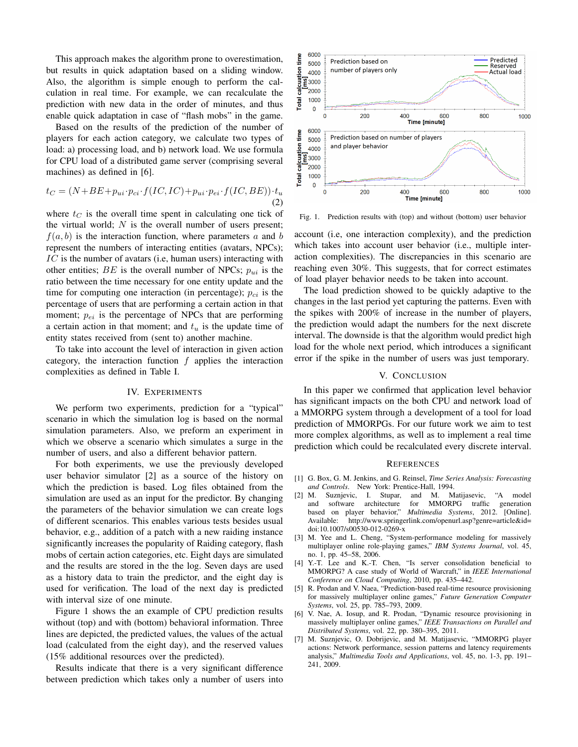This approach makes the algorithm prone to overestimation, but results in quick adaptation based on a sliding window. Also, the algorithm is simple enough to perform the calculation in real time. For example, we can recalculate the prediction with new data in the order of minutes, and thus enable quick adaptation in case of "flash mobs" in the game.

Based on the results of the prediction of the number of players for each action category, we calculate two types of load: a) processing load, and b) network load. We use formula for CPU load of a distributed game server (comprising several machines) as defined in [6].

$$t_C = (N + BE + p_{ui} \cdot p_{ci} \cdot f(IC, IC) + p_{ui} \cdot p_{ei} \cdot f(IC, BE)) \cdot t_u \quad (2)$$

where $t_C$ is the overall time spent in calculating one tick of the virtual world; $N$ is the overall number of users present; $f(a, b)$ is the interaction function, where parameters $a$ and $b$ represent the numbers of interacting entities (avatars, NPCs); $IC$ is the number of avatars (i.e, human users) interacting with other entities; $BE$ is the overall number of NPCs; $p_{ui}$ is the ratio between the time necessary for one entity update and the time for computing one interaction (in percentage); $p_{ci}$ is the percentage of users that are performing a certain action in that moment; $p_{ei}$ is the percentage of NPCs that are performing a certain action in that moment; and $t_u$ is the update time of entity states received from (sent to) another machine.

To take into account the level of interaction in given action category, the interaction function $f$ applies the interaction complexities as defined in Table I.

## IV. Experiments

We perform two experiments, prediction for a "typical" scenario in which the simulation log is based on the normal simulation parameters. Also, we preform an experiment in which we observe a scenario which simulates a surge in the number of users, and also a different behavior pattern.

For both experiments, we use the previously developed user behavior simulator [2] as a source of the history on which the prediction is based. Log files obtained from the simulation are used as an input for the predictor. By changing the parameters of the behavior simulation we can create logs of different scenarios. This enables various tests besides usual behavior, e.g., addition of a patch with a new raiding instance significantly increases the popularity of Raiding category, flash mobs of certain action categories, etc. Eight days are simulated and the results are stored in the the log. Seven days are used as a history data to train the predictor, and the eight day is used for verification. The load of the next day is predicted with interval size of one minute.

Figure 1 shows the an example of CPU prediction results without (top) and with (bottom) behavioral information. Three lines are depicted, the predicted values, the values of the actual load (calculated from the eight day), and the reserved values (15% additional resources over the predicted).

Results indicate that there is a very significant difference between prediction which takes only a number of users into account (i.e, one interaction complexity), and the prediction which takes into account user behavior (i.e., multiple interaction complexities). The discrepancies in this scenario are reaching even 30%. This suggests, that for correct estimates of load player behavior needs to be taken into account.

Prediction based on number of players only
Predicted
Reserved
Actual load
Total calcuation time [ms]
6000
5000
4000
3000
2000
1000
0
0
200
400
600
800
1000
Time [minute]

Prediction based on number of players and player behavior
Total calcuation time [ms]
6000
5000
4000
3000
2000
1000
0
0
200
400
600
800
1000
Time [minute]

Fig. 1. Prediction results with (top) and without (bottom) user behavior

The load prediction showed to be quickly adaptive to the changes in the last period yet capturing the patterns. Even with the spikes with 200% of increase in the number of players, the prediction would adapt the numbers for the next discrete interval. The downside is that the algorithm would predict high load for the whole next period, which introduces a significant error if the spike in the number of users was just temporary.

## V. Conclusion

In this paper we confirmed that application level behavior has significant impacts on the both CPU and network load of a MMORPG system through a development of a tool for load prediction of MMORPGs. For our future work we aim to test more complex algorithms, as well as to implement a real time prediction which could be recalculated every discrete interval.

## References

[1] G. Box, G. M. Jenkins, and G. Reinsel, *Time Series Analysis: Forecasting and Controls*. New York: Prentice-Hall, 1994.

[2] M. Suznjevic, I. Stupar, and M. Matijasevic, "A model and software architecture for MMORPG traffic generation based on player behavior," *Multimedia Systems*, 2012. [Online]. Available: http://www.springerlink.com/openurl.asp?genre=article&id=doi:10.1007/s00530-012-0269-x

[3] M. Yee and L. Cheng, "System-performance modeling for massively multiplayer online role-playing games," *IBM Systems Journal*, vol. 45, no. 1, pp. 45–58, 2006.

[4] Y.-T. Lee and K.-T. Chen, "Is server consolidation beneficial to MMORPG? A case study of World of Warcraft," in *IEEE International Conference on Cloud Computing*, 2010, pp. 435–442.

[5] R. Prodan and V. Naea, "Prediction-based real-time resource provisioning for massively multiplayer online games," *Future Generation Computer Systems*, vol. 25, pp. 785–793, 2009.

[6] V. Nae, A. Iosup, and R. Prodan, "Dynamic resource provisioning in massively multiplayer online games," *IEEE Transactions on Parallel and Distributed Systems*, vol. 22, pp. 380–395, 2011.

[7] M. Suznjevic, O. Dobrijevic, and M. Matijasevic, "MMORPG player actions: Network performance, session patterns and latency requirements analysis," *Multimedia Tools and Applications*, vol. 45, no. 1-3, pp. 191–241, 2009.